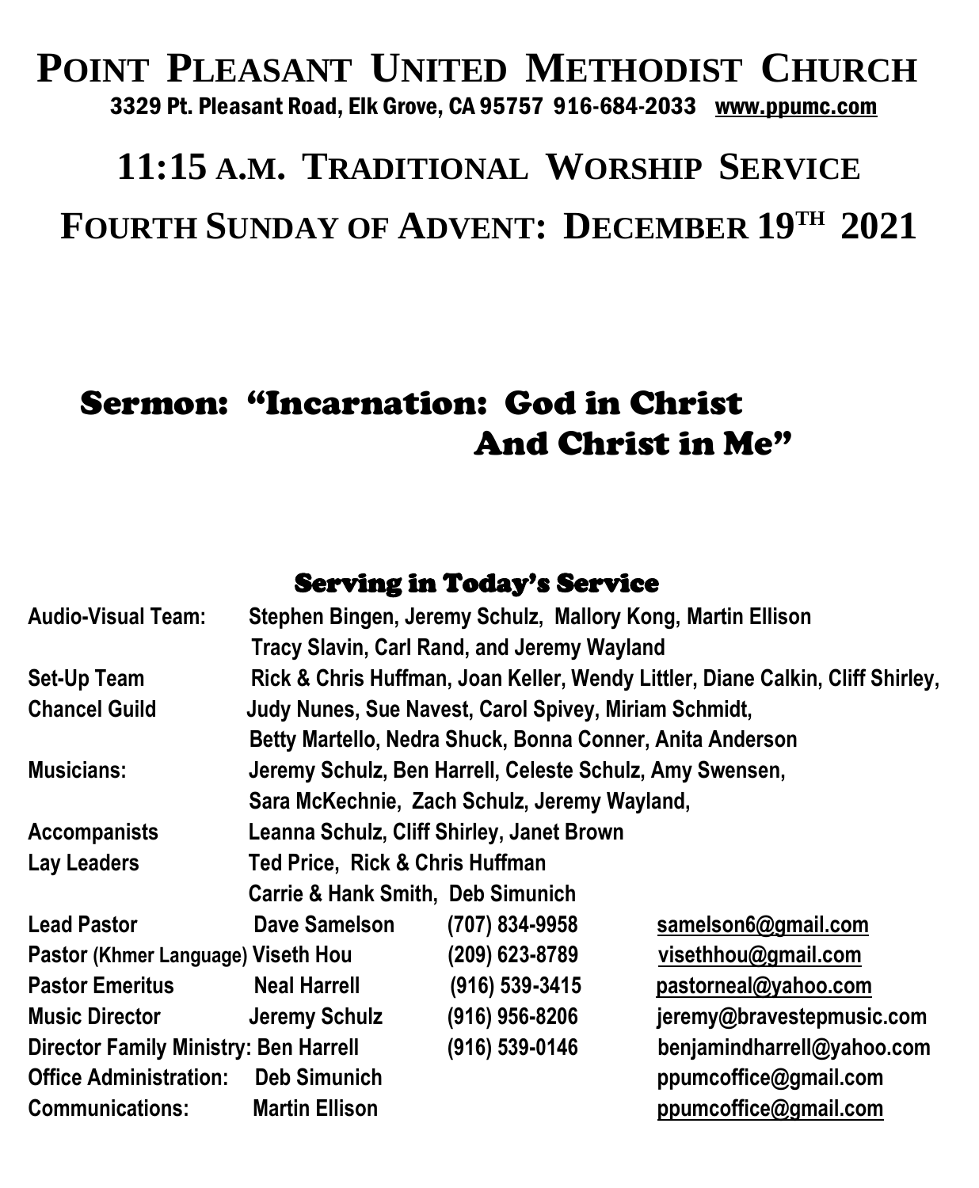# Point Pleasant United Methodist Church

3329 Pt. Pleasant Road, Elk Grove, CA 95757 916-684-2033 www.ppumc.com

## 11:15 A.M. Traditional Worship Service

## Fourth Sunday of Advent: December 19th 2021

## Sermon: "Incarnation: God in Christ And Christ in Me"

### Serving in Today's Service

**Audio-Visual Team:** Stephen Bingen, Jeremy Schulz, Mallory Kong, Martin Ellison Tracy Slavin, Carl Rand, and Jeremy Wayland

**Set-Up Team** Rick & Chris Huffman, Joan Keller, Wendy Littler, Diane Calkin, Cliff Shirley,

**Chancel Guild** Judy Nunes, Sue Navest, Carol Spivey, Miriam Schmidt, Betty Martello, Nedra Shuck, Bonna Conner, Anita Anderson

**Musicians:** Jeremy Schulz, Ben Harrell, Celeste Schulz, Amy Swensen, Sara McKechnie, Zach Schulz, Jeremy Wayland,

**Accompanists** Leanna Schulz, Cliff Shirley, Janet Brown

**Lay Leaders** Ted Price, Rick & Chris Huffman Carrie & Hank Smith, Deb Simunich

| | | | |
|---|---|---|---|
| **Lead Pastor** | Dave Samelson | (707) 834-9958 | samelson6@gmail.com |
| **Pastor (Khmer Language)** | Viseth Hou | (209) 623-8789 | visethhou@gmail.com |
| **Pastor Emeritus** | Neal Harrell | (916) 539-3415 | pastorneal@yahoo.com |
| **Music Director** | Jeremy Schulz | (916) 956-8206 | jeremy@bravestepmusic.com |
| **Director Family Ministry:** | Ben Harrell | (916) 539-0146 | benjamindharrell@yahoo.com |
| **Office Administration:** | Deb Simunich | | ppumcoffice@gmail.com |
| **Communications:** | Martin Ellison | | ppumcoffice@gmail.com |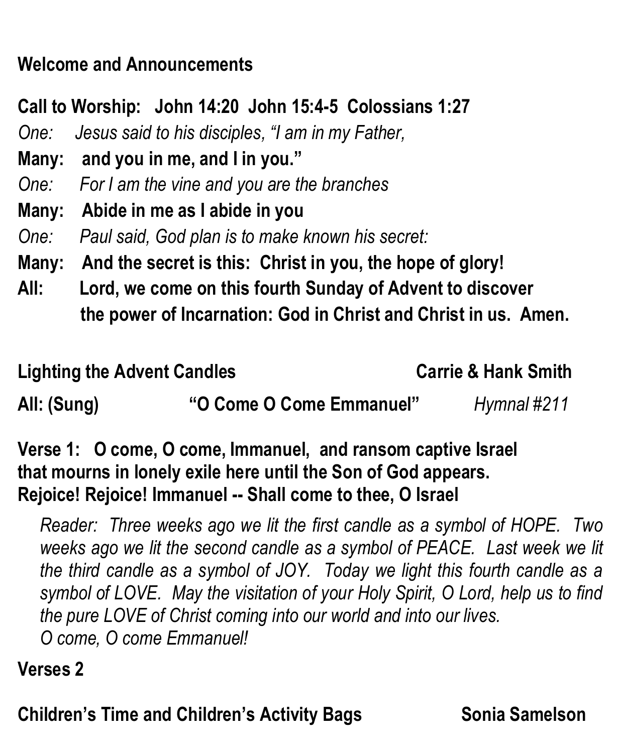**Welcome and Announcements**

**Call to Worship: John 14:20 John 15:4-5 Colossians 1:27**

*One: Jesus said to his disciples, "I am in my Father,*

**Many: and you in me, and I in you."**

*One: For I am the vine and you are the branches*

**Many: Abide in me as I abide in you**

*One: Paul said, God plan is to make known his secret:*

**Many: And the secret is this: Christ in you, the hope of glory!**

**All: Lord, we come on this fourth Sunday of Advent to discover the power of Incarnation: God in Christ and Christ in us. Amen.**

**Lighting the Advent Candles** **Carrie & Hank Smith**

**All: (Sung) "O Come O Come Emmanuel"** *Hymnal #211*

**Verse 1: O come, O come, Immanuel, and ransom captive Israel**
**that mourns in lonely exile here until the Son of God appears.**
**Rejoice! Rejoice! Immanuel -- Shall come to thee, O Israel**

*Reader: Three weeks ago we lit the first candle as a symbol of HOPE. Two weeks ago we lit the second candle as a symbol of PEACE. Last week we lit the third candle as a symbol of JOY. Today we light this fourth candle as a symbol of LOVE. May the visitation of your Holy Spirit, O Lord, help us to find the pure LOVE of Christ coming into our world and into our lives.*
*O come, O come Emmanuel!*

**Verses 2**

**Children's Time and Children's Activity Bags** **Sonia Samelson**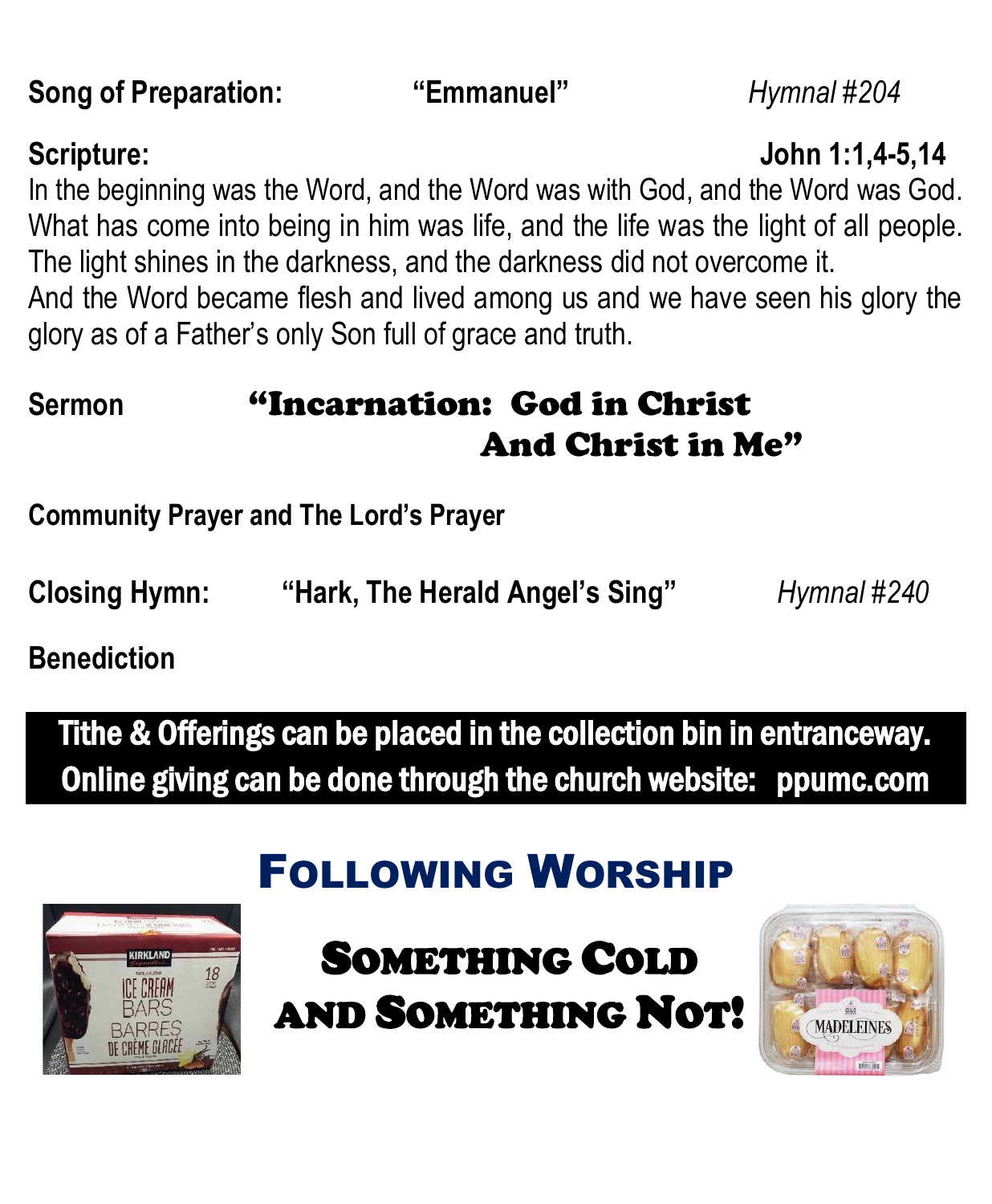**Song of Preparation:** **"Emmanuel"** *Hymnal #204*

**Scripture:** **John 1:1,4-5,14**

In the beginning was the Word, and the Word was with God, and the Word was God. What has come into being in him was life, and the life was the light of all people. The light shines in the darkness, and the darkness did not overcome it.
And the Word became flesh and lived among us and we have seen his glory the glory as of a Father's only Son full of grace and truth.

**Sermon** **"Incarnation: God in Christ And Christ in Me"**

**Community Prayer and The Lord's Prayer**

**Closing Hymn:** **"Hark, The Herald Angel's Sing"** *Hymnal #240*

**Benediction**

**Tithe & Offerings can be placed in the collection bin in entranceway.**
**Online giving can be done through the church website: ppumc.com**

## Following Worship

**Something Cold and Something Not!**